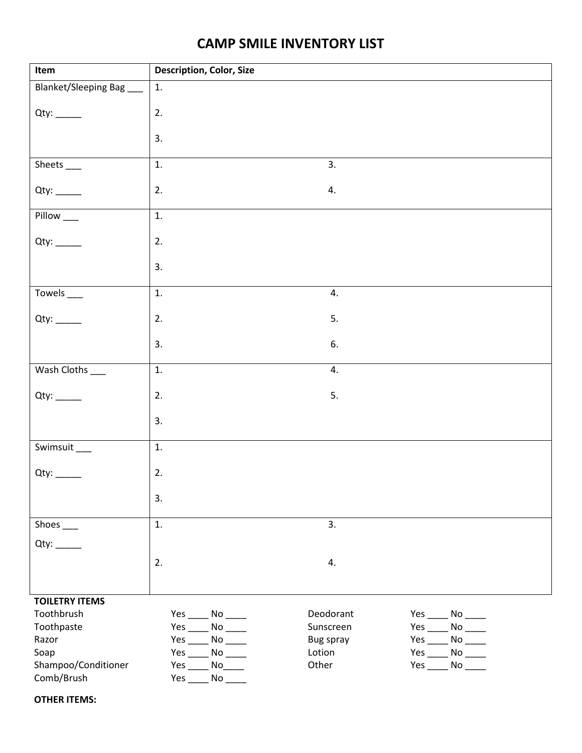# CAMP SMILE INVENTORY LIST

| Item | Description, Color, Size | |
|---|---|---|
| Blanket/Sleeping Bag ___<br><br>Qty: _____ | 1.<br><br>2.<br><br>3. | |
| Sheets ___<br><br>Qty: _____ | 1.<br><br>2. | 3.<br><br>4. |
| Pillow ___<br><br>Qty: _____ | 1.<br><br>2.<br><br>3. | |
| Towels ___<br><br>Qty: _____ | 1.<br><br>2.<br><br>3. | 4.<br><br>5.<br><br>6. |
| Wash Cloths ___<br><br>Qty: _____ | 1.<br><br>2.<br><br>3. | 4.<br><br>5. |
| Swimsuit ___<br><br>Qty: _____ | 1.<br><br>2.<br><br>3. | |
| Shoes ___<br><br>Qty: _____ | 1.<br><br>2. | 3.<br><br>4. |

**TOILETRY ITEMS**

| | | | |
|---|---|---|---|
| Toothbrush | Yes ____ No ____ | Deodorant | Yes ____ No ____ |
| Toothpaste | Yes ____ No ____ | Sunscreen | Yes ____ No ____ |
| Razor | Yes ____ No ____ | Bug spray | Yes ____ No ____ |
| Soap | Yes ____ No ____ | Lotion | Yes ____ No ____ |
| Shampoo/Conditioner | Yes ____ No____ | Other | Yes ____ No ____ |
| Comb/Brush | Yes ____ No ____ | | |

**OTHER ITEMS:**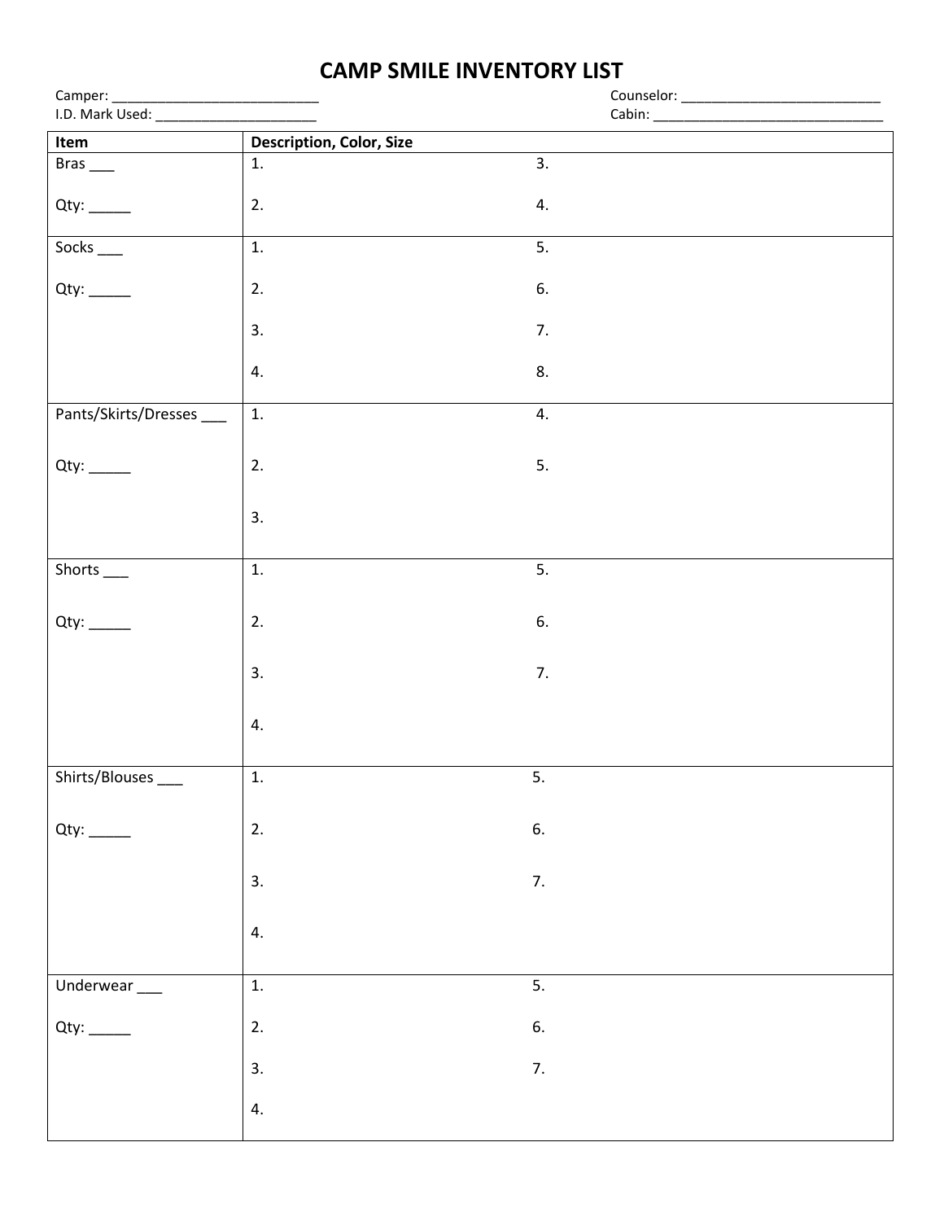# CAMP SMILE INVENTORY LIST

Camper: ____________________________ Counselor: ___________________________

I.D. Mark Used: ______________________ Cabin: _______________________________

| Item | Description, Color, Size | |
|---|---|---|
| Bras ___<br><br>Qty: _____ | 1.<br><br>2. | 3.<br><br>4. |
| Socks ___<br><br>Qty: _____ | 1.<br><br>2.<br><br>3.<br><br>4. | 5.<br><br>6.<br><br>7.<br><br>8. |
| Pants/Skirts/Dresses ___<br><br>Qty: _____ | 1.<br><br>2.<br><br>3. | 4.<br><br>5. |
| Shorts ___<br><br>Qty: _____ | 1.<br><br>2.<br><br>3.<br><br>4. | 5.<br><br>6.<br><br>7. |
| Shirts/Blouses ___<br><br>Qty: _____ | 1.<br><br>2.<br><br>3.<br><br>4. | 5.<br><br>6.<br><br>7. |
| Underwear ___<br><br>Qty: _____ | 1.<br><br>2.<br><br>3.<br><br>4. | 5.<br><br>6.<br><br>7. |